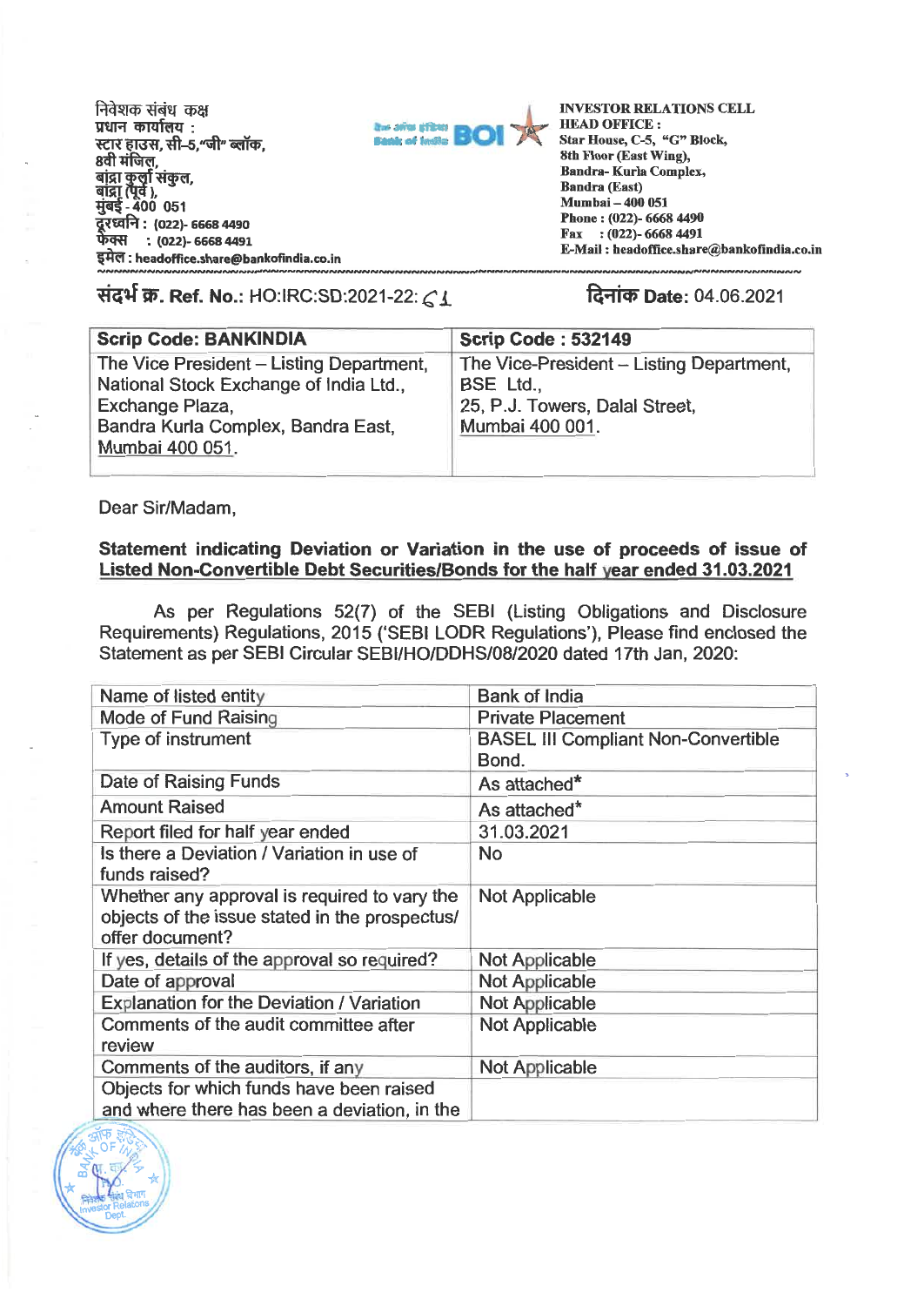निवेशक संबंध कक्ष
प्रधान कार्यालय :
स्टार हाउस, सी-5, "जी" ब्लॉक,
8वी मंजिल,
बांद्रा कुर्ला संकुल,
बांद्रा (पूर्व ),
मुंबई - 400 051
दूरध्वनि : (022)- 6668 4490
फेक्स : (022)- 6668 4491
इमेल : headoffice.share@bankofindia.co.in

**INVESTOR RELATIONS CELL**
**HEAD OFFICE :**
**Star House, C-5, "G" Block,**
**8th Floor (East Wing),**
**Bandra- Kurla Complex,**
**Bandra (East)**
**Mumbai – 400 051**
**Phone : (022)- 6668 4490**
**Fax : (022)- 6668 4491**
**E-Mail : headoffice.share@bankofindia.co.in**

**संदर्भ क्र. Ref. No.:** HO:IRC:SD:2021-22: 61

**दिनांक Date:** 04.06.2021

| Scrip Code: BANKINDIA | Scrip Code : 532149 |
|---|---|
| The Vice President – Listing Department, National Stock Exchange of India Ltd., Exchange Plaza, Bandra Kurla Complex, Bandra East, Mumbai 400 051. | The Vice-President – Listing Department, BSE Ltd., 25, P.J. Towers, Dalal Street, Mumbai 400 001. |

Dear Sir/Madam,

**Statement indicating Deviation or Variation in the use of proceeds of issue of Listed Non-Convertible Debt Securities/Bonds for the half year ended 31.03.2021**

As per Regulations 52(7) of the SEBI (Listing Obligations and Disclosure Requirements) Regulations, 2015 ('SEBI LODR Regulations'), Please find enclosed the Statement as per SEBI Circular SEBI/HO/DDHS/08/2020 dated 17th Jan, 2020:

| Name of listed entity | Bank of India |
|---|---|
| Mode of Fund Raising | Private Placement |
| Type of instrument | BASEL III Compliant Non-Convertible Bond. |
| Date of Raising Funds | As attached* |
| Amount Raised | As attached* |
| Report filed for half year ended | 31.03.2021 |
| Is there a Deviation / Variation in use of funds raised? | No |
| Whether any approval is required to vary the objects of the issue stated in the prospectus/ offer document? | Not Applicable |
| If yes, details of the approval so required? | Not Applicable |
| Date of approval | Not Applicable |
| Explanation for the Deviation / Variation | Not Applicable |
| Comments of the audit committee after review | Not Applicable |
| Comments of the auditors, if any | Not Applicable |
| Objects for which funds have been raised and where there has been a deviation, in the | |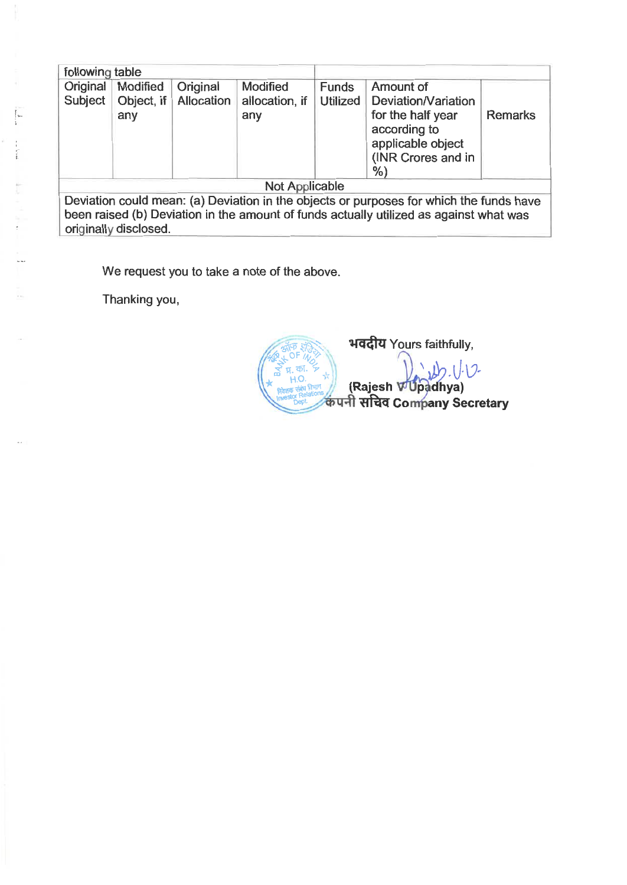| following table | | | | | | |
|---|---|---|---|---|---|---|
| Original Subject | Modified Object, if any | Original Allocation | Modified allocation, if any | Funds Utilized | Amount of Deviation/Variation for the half year according to applicable object (INR Crores and in %) | Remarks |
| Not Applicable | | | | | | |
| Deviation could mean: (a) Deviation in the objects or purposes for which the funds have been raised (b) Deviation in the amount of funds actually utilized as against what was originally disclosed. | | | | | | |

We request you to take a note of the above.

Thanking you,

भवदीय Yours faithfully,

(Rajesh V Upadhya)
कंपनी सचिव Company Secretary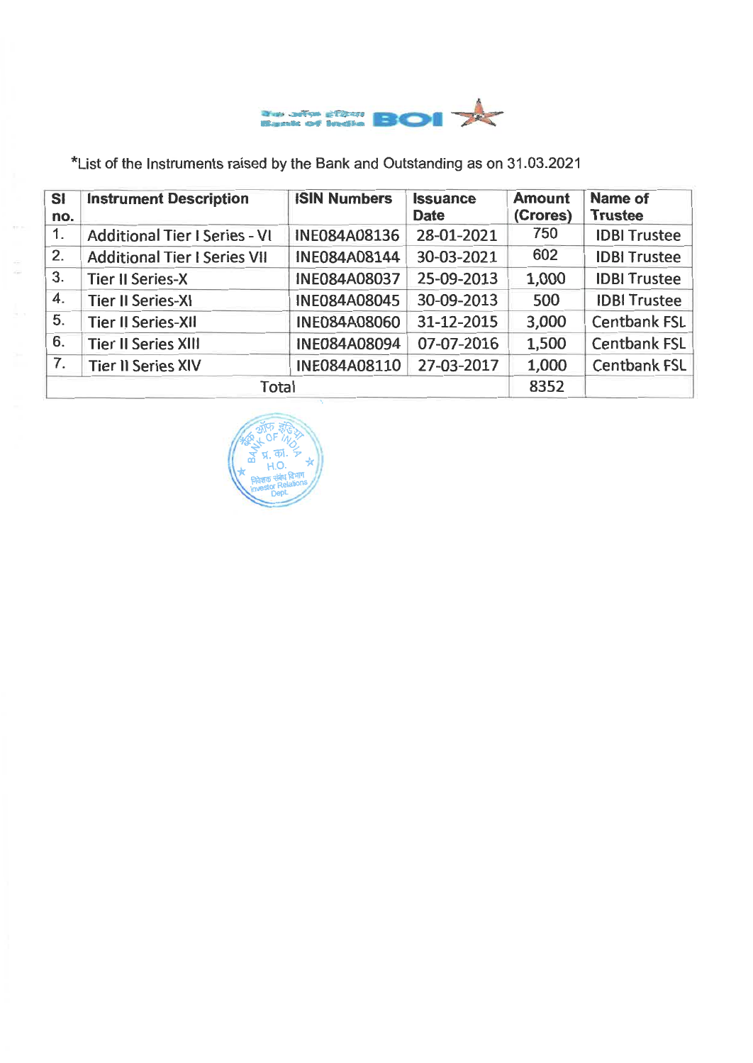*List of the Instruments raised by the Bank and Outstanding as on 31.03.2021

| Sl no. | Instrument Description | ISIN Numbers | Issuance Date | Amount (Crores) | Name of Trustee |
|---|---|---|---|---|---|
| 1. | Additional Tier I Series - VI | INE084A08136 | 28-01-2021 | 750 | IDBI Trustee |
| 2. | Additional Tier I Series VII | INE084A08144 | 30-03-2021 | 602 | IDBI Trustee |
| 3. | Tier II Series-X | INE084A08037 | 25-09-2013 | 1,000 | IDBI Trustee |
| 4. | Tier II Series-XI | INE084A08045 | 30-09-2013 | 500 | IDBI Trustee |
| 5. | Tier II Series-XII | INE084A08060 | 31-12-2015 | 3,000 | Centbank FSL |
| 6. | Tier II Series XIII | INE084A08094 | 07-07-2016 | 1,500 | Centbank FSL |
| 7. | Tier II Series XIV | INE084A08110 | 27-03-2017 | 1,000 | Centbank FSL |
| Total | | | | 8352 | |